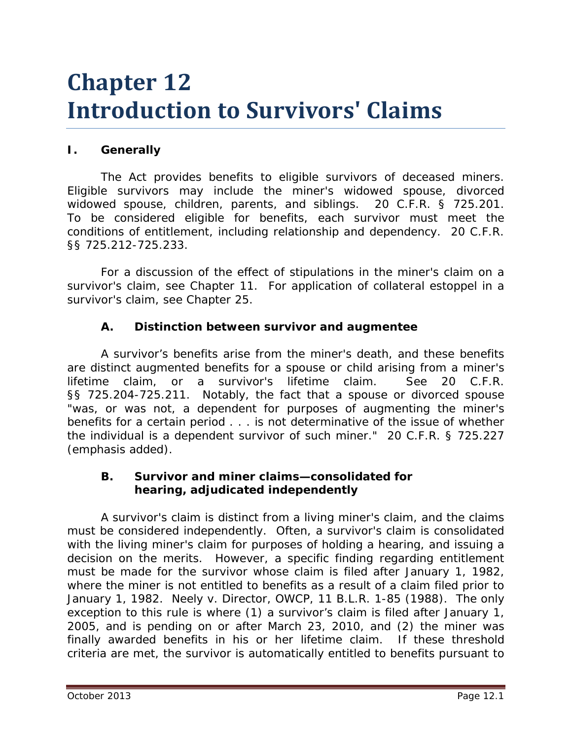# Chapter 12
# Introduction to Survivors' Claims

## I. Generally

The Act provides benefits to eligible survivors of deceased miners. Eligible survivors may include the miner's widowed spouse, divorced widowed spouse, children, parents, and siblings. 20 C.F.R. § 725.201. To be considered eligible for benefits, each survivor must meet the conditions of entitlement, including relationship and dependency. 20 C.F.R. §§ 725.212-725.233.

For a discussion of the effect of stipulations in the miner's claim on a survivor's claim, see Chapter 11. For application of collateral estoppel in a survivor's claim, see Chapter 25.

### A. Distinction between survivor and augmentee

A survivor's benefits arise from the miner's death, and these benefits are distinct augmented benefits for a spouse or child arising from a miner's lifetime claim, or a survivor's lifetime claim. *See* 20 C.F.R. §§ 725.204-725.211. Notably, the fact that a spouse or divorced spouse "was, *or was not*, a dependent for purposes of augmenting the miner's benefits for a certain period . . . is *not* determinative of the issue of whether the individual is a dependent survivor of such miner." 20 C.F.R. § 725.227 (emphasis added).

### B. Survivor and miner claims—consolidated for hearing, adjudicated independently

A survivor's claim is distinct from a living miner's claim, and the claims must be considered independently. Often, a survivor's claim is consolidated with the living miner's claim for purposes of holding a hearing, and issuing a decision on the merits. However, a specific finding regarding entitlement must be made for the survivor whose claim is filed after January 1, 1982, where the miner is not entitled to benefits as a result of a claim filed prior to January 1, 1982. *Neely v. Director, OWCP*, 11 B.L.R. 1-85 (1988). The only exception to this rule is where (1) a survivor's claim is filed after January 1, 2005, and is pending on or after March 23, 2010, and (2) the miner was finally awarded benefits in his or her lifetime claim. If these threshold criteria are met, the survivor is automatically entitled to benefits pursuant to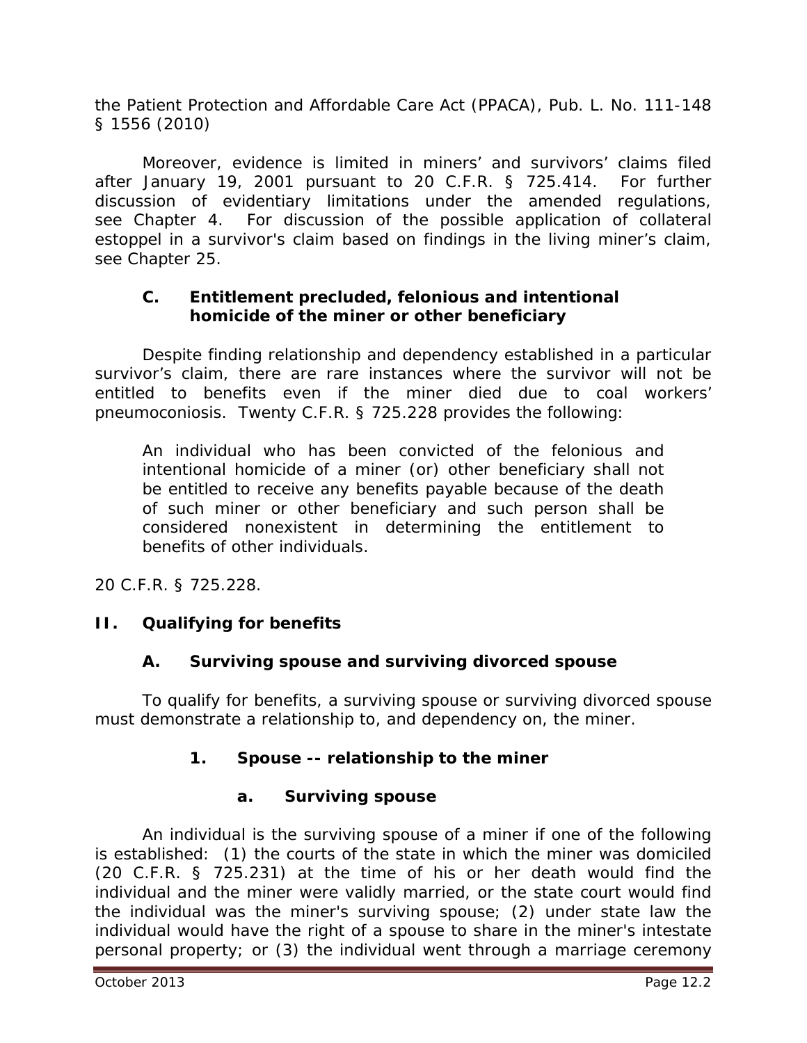the Patient Protection and Affordable Care Act (PPACA), Pub. L. No. 111-148 § 1556 (2010)

Moreover, evidence is limited in miners' and survivors' claims filed after January 19, 2001 pursuant to 20 C.F.R. § 725.414. For further discussion of evidentiary limitations under the amended regulations, see Chapter 4. For discussion of the possible application of collateral estoppel in a survivor's claim based on findings in the living miner's claim, see Chapter 25.

### C. Entitlement precluded, felonious and intentional homicide of the miner or other beneficiary

Despite finding relationship and dependency established in a particular survivor's claim, there are rare instances where the survivor will not be entitled to benefits even if the miner died due to coal workers' pneumoconiosis. Twenty C.F.R. § 725.228 provides the following:

> An individual who has been convicted of the felonious and intentional homicide of a miner (or) other beneficiary shall not be entitled to receive any benefits payable because of the death of such miner or other beneficiary and such person shall be considered nonexistent in determining the entitlement to benefits of other individuals.

20 C.F.R. § 725.228.

## II. Qualifying for benefits

### A. Surviving spouse and surviving divorced spouse

To qualify for benefits, a surviving spouse or surviving divorced spouse must demonstrate a relationship to, and dependency on, the miner.

#### 1. Spouse -- relationship to the miner

##### a. Surviving spouse

An individual is the surviving spouse of a miner if one of the following is established: (1) the courts of the state in which the miner was domiciled (20 C.F.R. § 725.231) at the time of his or her death would find the individual and the miner were validly married, or the state court would find the individual was the miner's surviving spouse; (2) under state law the individual would have the right of a spouse to share in the miner's intestate personal property; or (3) the individual went through a marriage ceremony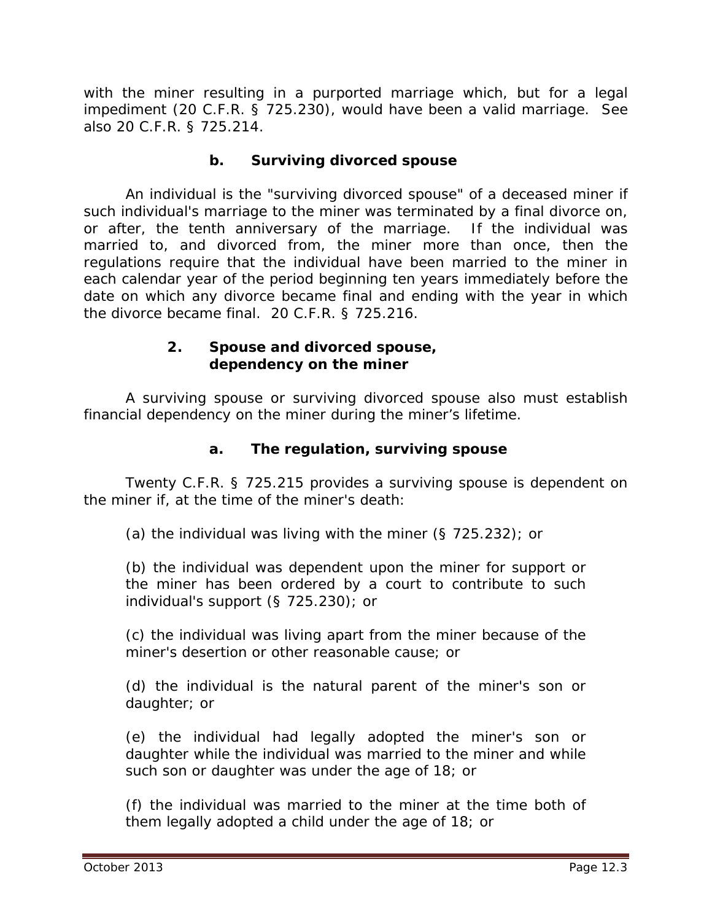with the miner resulting in a purported marriage which, but for a legal impediment (20 C.F.R. § 725.230), would have been a valid marriage. *See also* 20 C.F.R. § 725.214.

#### b. Surviving divorced spouse

An individual is the "surviving divorced spouse" of a deceased miner if such individual's marriage to the miner was terminated by a final divorce on, or after, the tenth anniversary of the marriage. If the individual was married to, and divorced from, the miner more than once, then the regulations require that the individual have been married to the miner in each calendar year of the period beginning ten years immediately before the date on which any divorce became final and ending with the year in which the divorce became final. 20 C.F.R. § 725.216.

### 2. Spouse and divorced spouse, dependency on the miner

A surviving spouse or surviving divorced spouse also must establish financial dependency on the miner during the miner's lifetime.

#### a. The regulation, surviving spouse

Twenty C.F.R. § 725.215 provides a surviving spouse is dependent on the miner if, at the time of the miner's death:

(a) the individual was living with the miner (§ 725.232); or

(b) the individual was dependent upon the miner for support or the miner has been ordered by a court to contribute to such individual's support (§ 725.230); or

(c) the individual was living apart from the miner because of the miner's desertion or other reasonable cause; or

(d) the individual is the natural parent of the miner's son or daughter; or

(e) the individual had legally adopted the miner's son or daughter while the individual was married to the miner and while such son or daughter was under the age of 18; or

(f) the individual was married to the miner at the time both of them legally adopted a child under the age of 18; or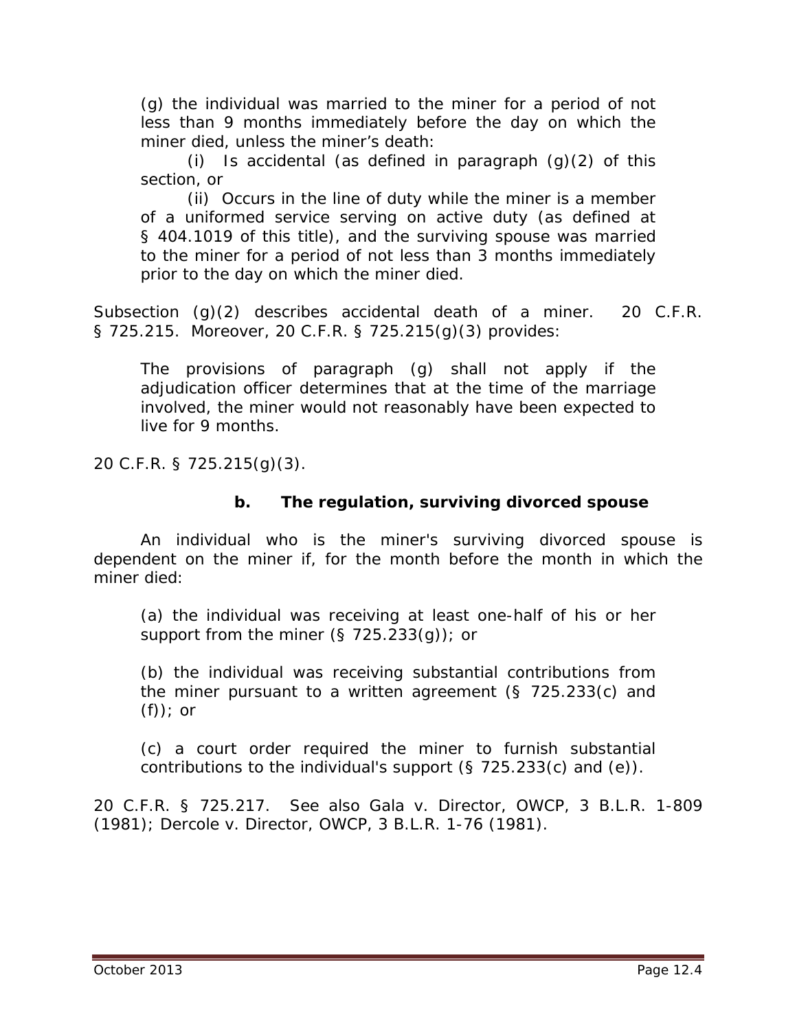> (g) the individual was married to the miner for a period of not less than 9 months immediately before the day on which the miner died, unless the miner's death:
>
> (i) Is accidental (as defined in paragraph (g)(2) of this section, or
>
> (ii) Occurs in the line of duty while the miner is a member of a uniformed service serving on active duty (as defined at § 404.1019 of this title), and the surviving spouse was married to the miner for a period of not less than 3 months immediately prior to the day on which the miner died.

Subsection (g)(2) describes accidental death of a miner. 20 C.F.R. § 725.215. Moreover, 20 C.F.R. § 725.215(g)(3) provides:

> The provisions of paragraph (g) shall not apply if the adjudication officer determines that at the time of the marriage involved, the miner would not reasonably have been expected to live for 9 months.

20 C.F.R. § 725.215(g)(3).

### b. The regulation, surviving divorced spouse

An individual who is the miner's surviving divorced spouse is dependent on the miner if, for the month before the month in which the miner died:

> (a) the individual was receiving at least one-half of his or her support from the miner (§ 725.233(g)); or
>
> (b) the individual was receiving substantial contributions from the miner pursuant to a written agreement (§ 725.233(c) and (f)); or
>
> (c) a court order required the miner to furnish substantial contributions to the individual's support (§ 725.233(c) and (e)).

20 C.F.R. § 725.217. *See also Gala v. Director, OWCP*, 3 B.L.R. 1-809 (1981); *Dercole v. Director, OWCP*, 3 B.L.R. 1-76 (1981).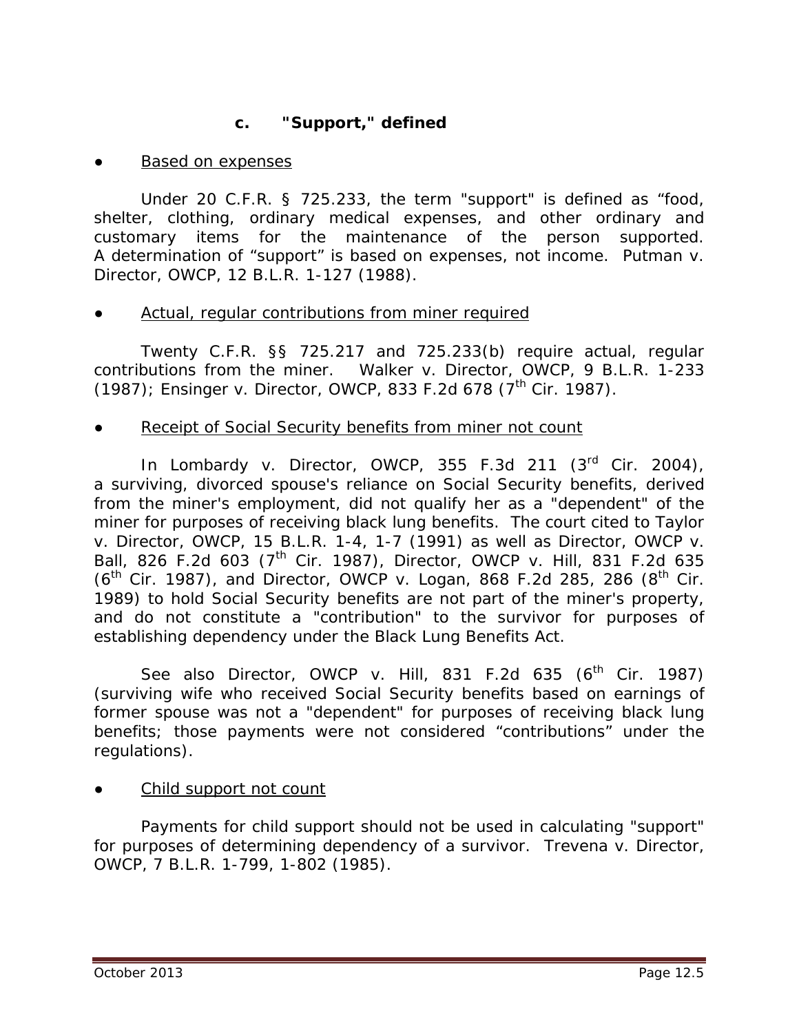### c. "Support," defined

● <u>Based on expenses</u>

Under 20 C.F.R. § 725.233, the term "support" is defined as "food, shelter, clothing, ordinary medical expenses, and other ordinary and customary items for the maintenance of the person supported. A determination of "support" is based on expenses, not income. *Putman v. Director, OWCP*, 12 B.L.R. 1-127 (1988).

● <u>Actual, regular contributions from miner required</u>

Twenty C.F.R. §§ 725.217 and 725.233(b) require actual, regular contributions from the miner. *Walker v. Director, OWCP*, 9 B.L.R. 1-233 (1987); *Ensinger v. Director, OWCP*, 833 F.2d 678 (7th Cir. 1987).

● <u>Receipt of Social Security benefits from miner not count</u>

In *Lombardy v. Director, OWCP*, 355 F.3d 211 (3rd Cir. 2004), a surviving, divorced spouse's reliance on Social Security benefits, derived from the miner's employment, did not qualify her as a "dependent" of the miner for purposes of receiving black lung benefits. The court cited to *Taylor v. Director, OWCP*, 15 B.L.R. 1-4, 1-7 (1991) as well as *Director, OWCP v. Ball*, 826 F.2d 603 (7th Cir. 1987), *Director, OWCP v. Hill*, 831 F.2d 635 (6th Cir. 1987), and *Director, OWCP v. Logan*, 868 F.2d 285, 286 (8th Cir. 1989) to hold Social Security benefits are not part of the miner's property, and do not constitute a "contribution" to the survivor for purposes of establishing dependency under the Black Lung Benefits Act.

*See also Director, OWCP v. Hill*, 831 F.2d 635 (6th Cir. 1987) (surviving wife who received Social Security benefits based on earnings of former spouse was not a "dependent" for purposes of receiving black lung benefits; those payments were not considered "contributions" under the regulations).

● <u>Child support not count</u>

Payments for child support should not be used in calculating "support" for purposes of determining dependency of a survivor. *Trevena v. Director, OWCP*, 7 B.L.R. 1-799, 1-802 (1985).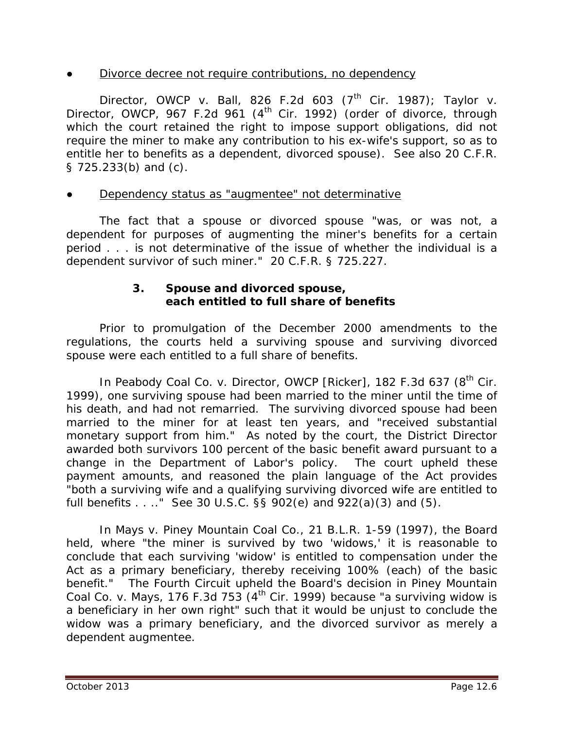- <u>Divorce decree not require contributions, no dependency</u>

Director, OWCP v. Ball, 826 F.2d 603 (7th Cir. 1987); Taylor v. Director, OWCP, 967 F.2d 961 (4th Cir. 1992) (order of divorce, through which the court retained the right to impose support obligations, did not require the miner to make any contribution to his ex-wife's support, so as to entitle her to benefits as a dependent, divorced spouse). See also 20 C.F.R. § 725.233(b) and (c).

- <u>Dependency status as "augmentee" not determinative</u>

The fact that a spouse or divorced spouse "was, or was not, a dependent for purposes of augmenting the miner's benefits for a certain period . . . is not determinative of the issue of whether the individual is a dependent survivor of such miner." 20 C.F.R. § 725.227.

### 3. Spouse and divorced spouse, each entitled to full share of benefits

Prior to promulgation of the December 2000 amendments to the regulations, the courts held a surviving spouse and surviving divorced spouse were each entitled to a full share of benefits.

In Peabody Coal Co. v. Director, OWCP [Ricker], 182 F.3d 637 (8th Cir. 1999), one surviving spouse had been married to the miner until the time of his death, and had not remarried. The surviving divorced spouse had been married to the miner for at least ten years, and "received substantial monetary support from him." As noted by the court, the District Director awarded both survivors 100 percent of the basic benefit award pursuant to a change in the Department of Labor's policy. The court upheld these payment amounts, and reasoned the plain language of the Act provides "both a surviving wife and a qualifying surviving divorced wife are entitled to full benefits . . .." See 30 U.S.C. §§ 902(e) and 922(a)(3) and (5).

In Mays v. Piney Mountain Coal Co., 21 B.L.R. 1-59 (1997), the Board held, where "the miner is survived by two 'widows,' it is reasonable to conclude that each surviving 'widow' is entitled to compensation under the Act as a primary beneficiary, thereby receiving 100% (each) of the basic benefit." The Fourth Circuit upheld the Board's decision in Piney Mountain Coal Co. v. Mays, 176 F.3d 753 (4th Cir. 1999) because "a surviving widow is a beneficiary in her own right" such that it would be unjust to conclude the widow was a primary beneficiary, and the divorced survivor as merely a dependent augmentee.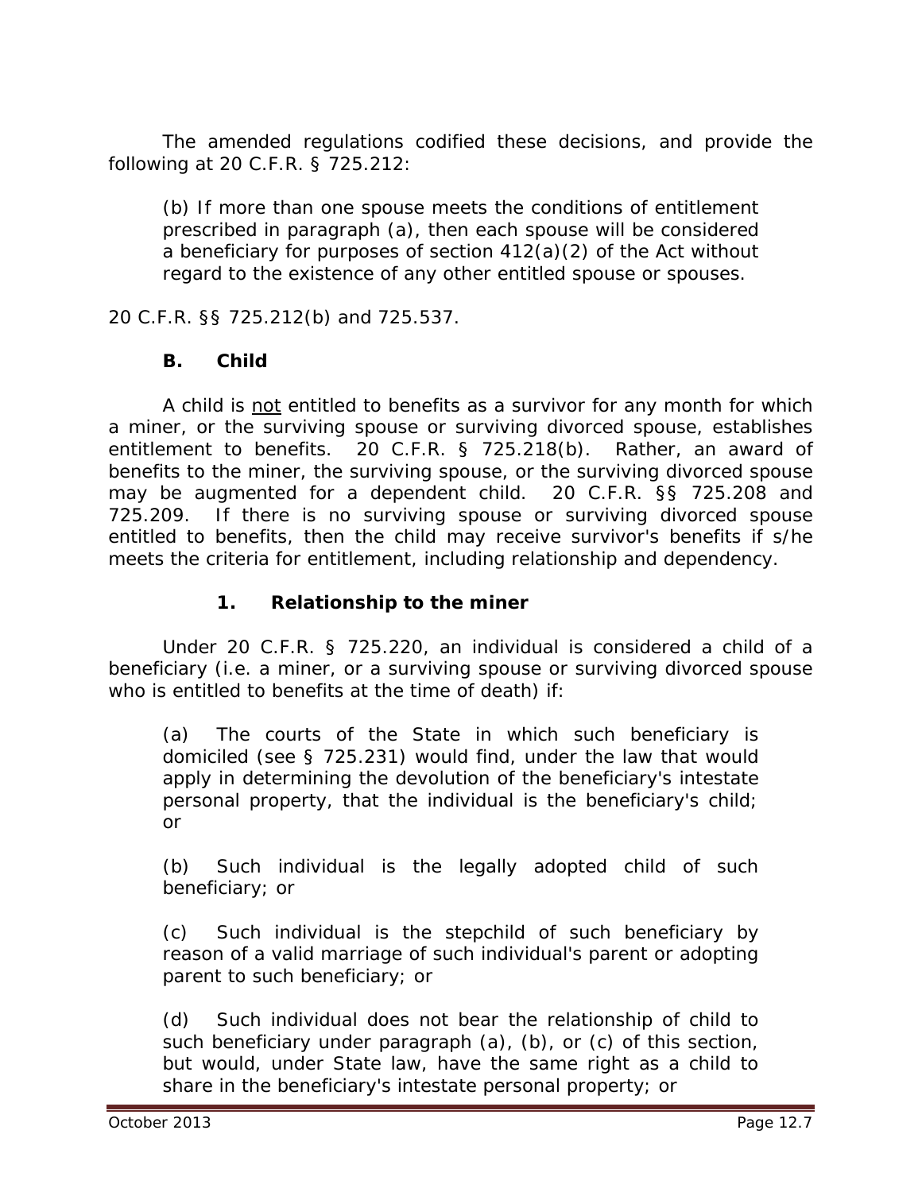The amended regulations codified these decisions, and provide the following at 20 C.F.R. § 725.212:

> (b) If more than one spouse meets the conditions of entitlement prescribed in paragraph (a), then each spouse will be considered a beneficiary for purposes of section 412(a)(2) of the Act without regard to the existence of any other entitled spouse or spouses.

20 C.F.R. §§ 725.212(b) and 725.537.

### B. Child

A child is not entitled to benefits as a survivor for any month for which a miner, or the surviving spouse or surviving divorced spouse, establishes entitlement to benefits. 20 C.F.R. § 725.218(b). Rather, an award of benefits to the miner, the surviving spouse, or the surviving divorced spouse may be augmented for a dependent child. 20 C.F.R. §§ 725.208 and 725.209. If there is no surviving spouse or surviving divorced spouse entitled to benefits, then the child may receive survivor's benefits if s/he meets the criteria for entitlement, including relationship and dependency.

#### 1. Relationship to the miner

Under 20 C.F.R. § 725.220, an individual is considered a child of a beneficiary (i.e. a miner, or a surviving spouse or surviving divorced spouse who is entitled to benefits at the time of death) if:

> (a) The courts of the State in which such beneficiary is domiciled (see § 725.231) would find, under the law that would apply in determining the devolution of the beneficiary's intestate personal property, that the individual is the beneficiary's child; or
>
> (b) Such individual is the legally adopted child of such beneficiary; or
>
> (c) Such individual is the stepchild of such beneficiary by reason of a valid marriage of such individual's parent or adopting parent to such beneficiary; or
>
> (d) Such individual does not bear the relationship of child to such beneficiary under paragraph (a), (b), or (c) of this section, but would, under State law, have the same right as a child to share in the beneficiary's intestate personal property; or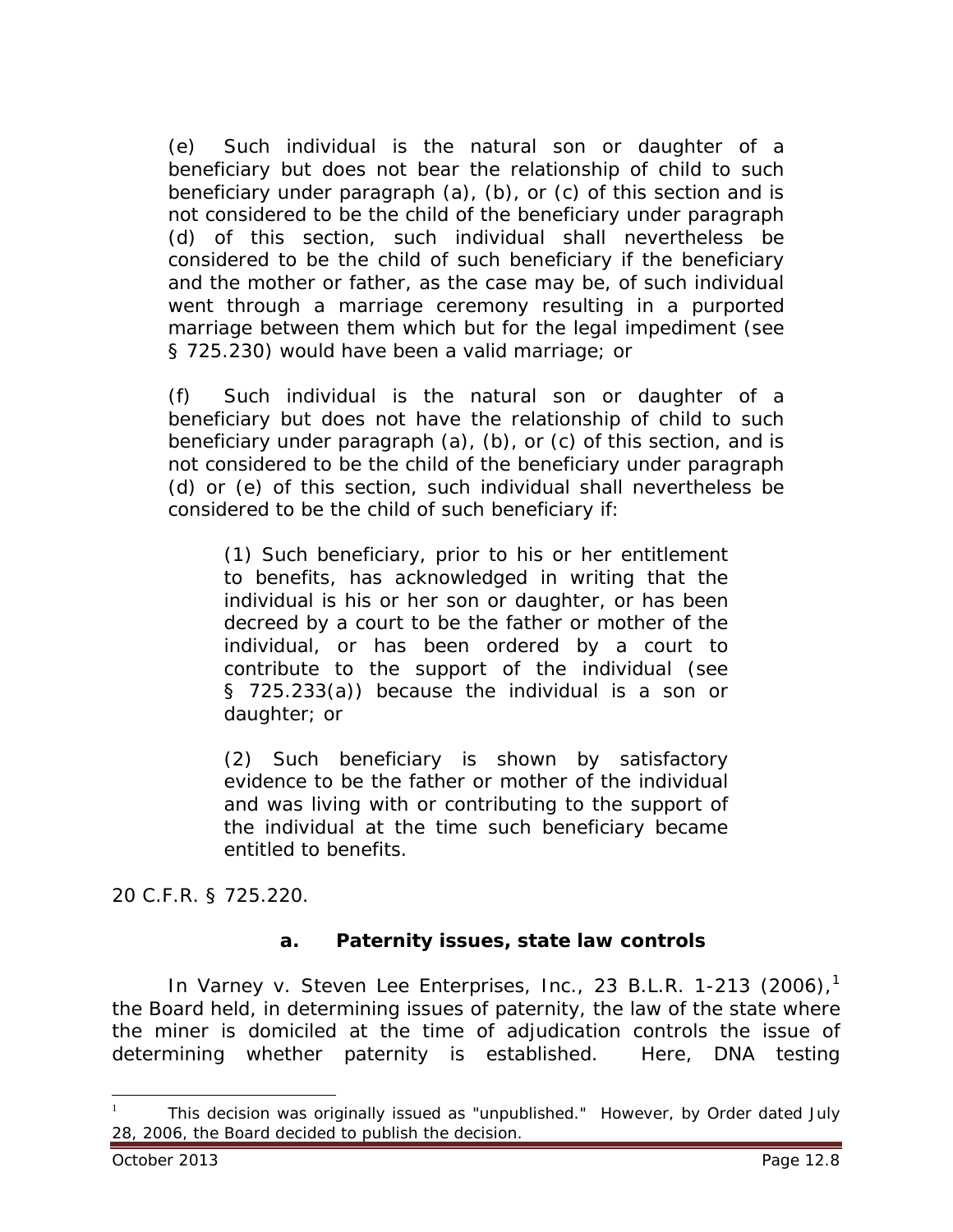(e) Such individual is the natural son or daughter of a beneficiary but does not bear the relationship of child to such beneficiary under paragraph (a), (b), or (c) of this section and is not considered to be the child of the beneficiary under paragraph (d) of this section, such individual shall nevertheless be considered to be the child of such beneficiary if the beneficiary and the mother or father, as the case may be, of such individual went through a marriage ceremony resulting in a purported marriage between them which but for the legal impediment (see § 725.230) would have been a valid marriage; or

(f) Such individual is the natural son or daughter of a beneficiary but does not have the relationship of child to such beneficiary under paragraph (a), (b), or (c) of this section, and is not considered to be the child of the beneficiary under paragraph (d) or (e) of this section, such individual shall nevertheless be considered to be the child of such beneficiary if:

> (1) Such beneficiary, prior to his or her entitlement to benefits, has acknowledged in writing that the individual is his or her son or daughter, or has been decreed by a court to be the father or mother of the individual, or has been ordered by a court to contribute to the support of the individual (see § 725.233(a)) because the individual is a son or daughter; or
>
> (2) Such beneficiary is shown by satisfactory evidence to be the father or mother of the individual and was living with or contributing to the support of the individual at the time such beneficiary became entitled to benefits.

20 C.F.R. § 725.220.

### a. Paternity issues, state law controls

In *Varney v. Steven Lee Enterprises, Inc.*, 23 B.L.R. 1-213 (2006),[1] the Board held, in determining issues of paternity, the law of the state where the miner is domiciled at the time of adjudication controls the issue of determining whether paternity is established. Here, DNA testing

[1] This decision was originally issued as "unpublished." However, by Order dated July 28, 2006, the Board decided to publish the decision.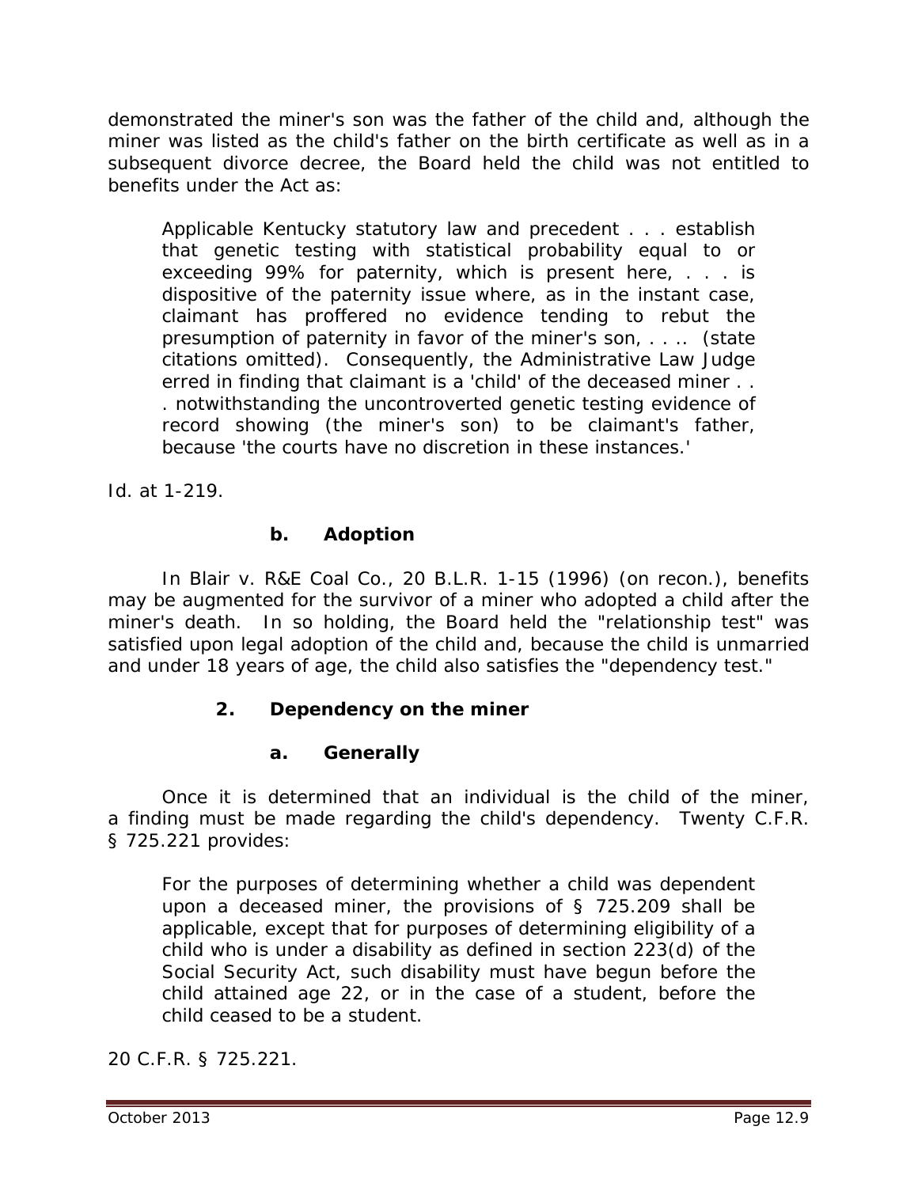demonstrated the miner's son was the father of the child and, although the miner was listed as the child's father on the birth certificate as well as in a subsequent divorce decree, the Board held the child was not entitled to benefits under the Act as:

> Applicable Kentucky statutory law and precedent . . . establish that genetic testing with statistical probability equal to or exceeding 99% for paternity, which is present here, . . . is dispositive of the paternity issue where, as in the instant case, claimant has proffered no evidence tending to rebut the presumption of paternity in favor of the miner's son, . . .. (state citations omitted). Consequently, the Administrative Law Judge erred in finding that claimant is a 'child' of the deceased miner . . . notwithstanding the uncontroverted genetic testing evidence of record showing (the miner's son) to be claimant's father, because 'the courts have no discretion in these instances.'

*Id.* at 1-219.

#### b. Adoption

In *Blair v. R&E Coal Co.*, 20 B.L.R. 1-15 (1996) (on recon.), benefits may be augmented for the survivor of a miner who adopted a child after the miner's death. In so holding, the Board held the "relationship test" was satisfied upon legal adoption of the child and, because the child is unmarried and under 18 years of age, the child also satisfies the "dependency test."

### 2. Dependency on the miner

#### a. Generally

Once it is determined that an individual is the child of the miner, a finding must be made regarding the child's dependency. Twenty C.F.R. § 725.221 provides:

> For the purposes of determining whether a child was dependent upon a deceased miner, the provisions of § 725.209 shall be applicable, except that for purposes of determining eligibility of a child who is under a disability as defined in section 223(d) of the Social Security Act, such disability must have begun before the child attained age 22, or in the case of a student, before the child ceased to be a student.

20 C.F.R. § 725.221.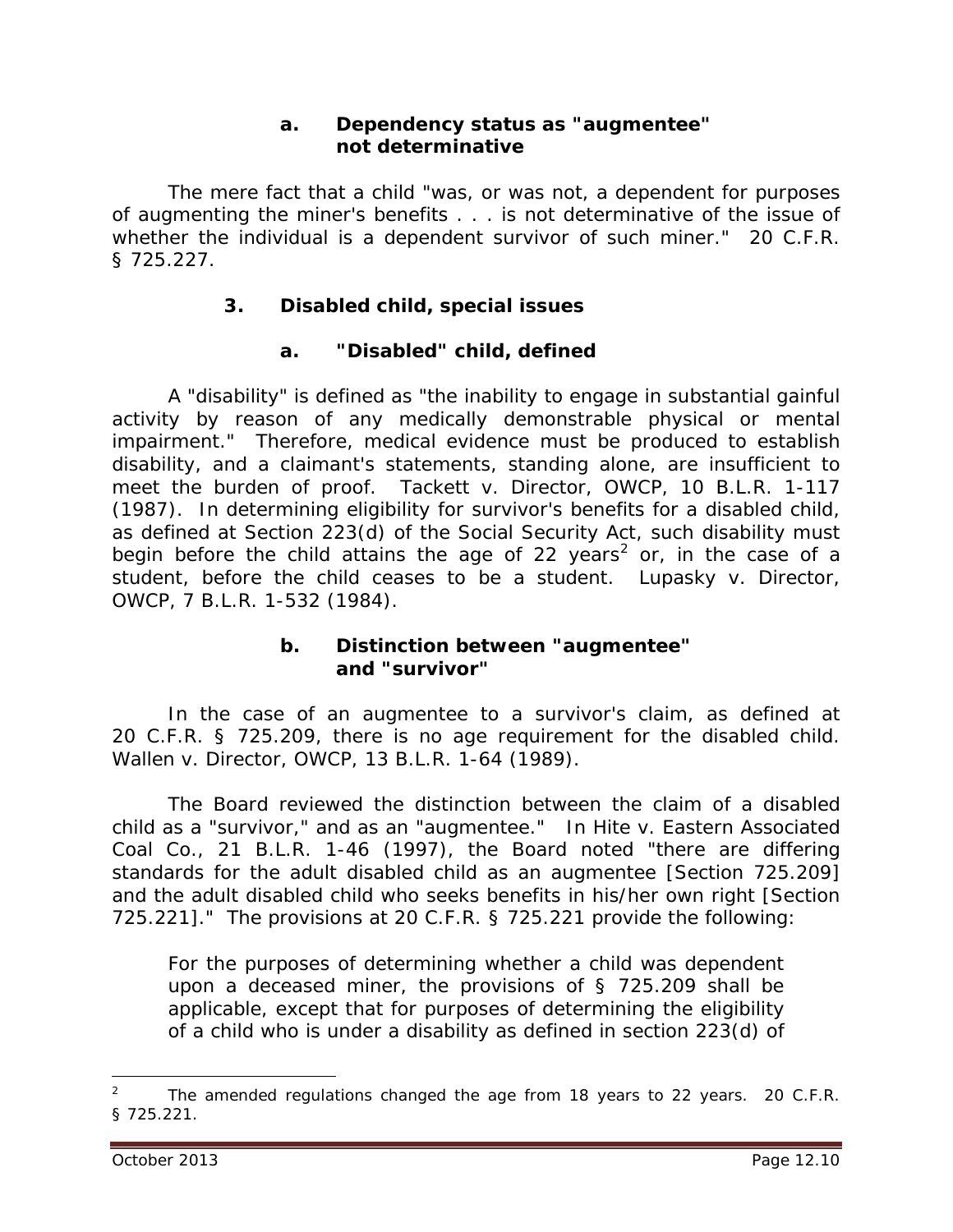#### a. Dependency status as "augmentee" not determinative

The mere fact that a child "was, or was not, a dependent for purposes of augmenting the miner's benefits . . . is not determinative of the issue of whether the individual is a dependent survivor of such miner." 20 C.F.R. § 725.227.

### 3. Disabled child, special issues

#### a. "Disabled" child, defined

A "disability" is defined as "the inability to engage in substantial gainful activity by reason of any medically demonstrable physical or mental impairment." Therefore, medical evidence must be produced to establish disability, and a claimant's statements, standing alone, are insufficient to meet the burden of proof. *Tackett v. Director, OWCP*, 10 B.L.R. 1-117 (1987). In determining eligibility for survivor's benefits for a disabled child, as defined at Section 223(d) of the Social Security Act, such disability must begin before the child attains the age of 22 years[2] or, in the case of a student, before the child ceases to be a student. *Lupasky v. Director, OWCP*, 7 B.L.R. 1-532 (1984).

#### b. Distinction between "augmentee" and "survivor"

In the case of an augmentee to a survivor's claim, as defined at 20 C.F.R. § 725.209, there is no age requirement for the disabled child. *Wallen v. Director, OWCP*, 13 B.L.R. 1-64 (1989).

The Board reviewed the distinction between the claim of a disabled child as a "survivor," and as an "augmentee." In *Hite v. Eastern Associated Coal Co.*, 21 B.L.R. 1-46 (1997), the Board noted "there are differing standards for the adult disabled child as an augmentee [Section 725.209] and the adult disabled child who seeks benefits in his/her own right [Section 725.221]." The provisions at 20 C.F.R. § 725.221 provide the following:

> For the purposes of determining whether a child was dependent upon a deceased miner, the provisions of § 725.209 shall be applicable, except that for purposes of determining the eligibility of a child who is under a disability as defined in section 223(d) of

---

[2] The amended regulations changed the age from 18 years to 22 years. 20 C.F.R. § 725.221.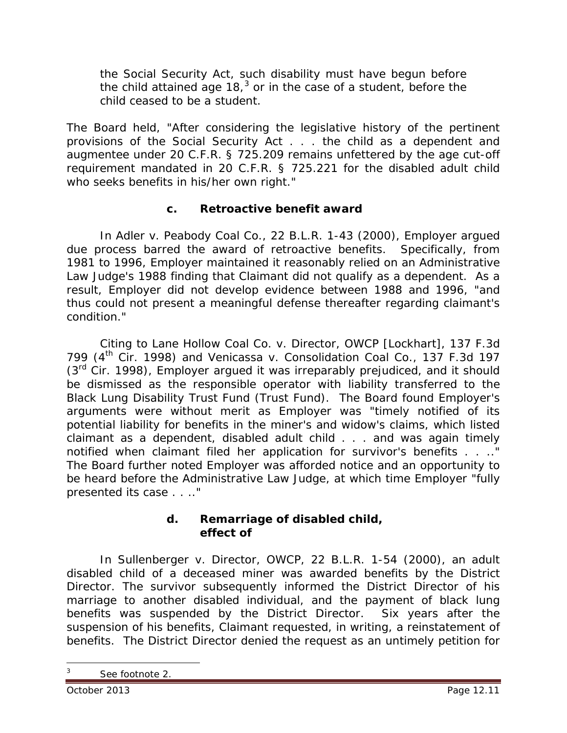the Social Security Act, such disability must have begun before the child attained age 18,[3] or in the case of a student, before the child ceased to be a student.

The Board held, "After considering the legislative history of the pertinent provisions of the Social Security Act . . . the child as a dependent and augmentee under 20 C.F.R. § 725.209 remains unfettered by the age cut-off requirement mandated in 20 C.F.R. § 725.221 for the disabled adult child who seeks benefits in his/her own right."

**c. Retroactive benefit award**

In *Adler v. Peabody Coal Co.*, 22 B.L.R. 1-43 (2000), Employer argued due process barred the award of retroactive benefits. Specifically, from 1981 to 1996, Employer maintained it reasonably relied on an Administrative Law Judge's 1988 finding that Claimant did not qualify as a dependent. As a result, Employer did not develop evidence between 1988 and 1996, "and thus could not present a meaningful defense thereafter regarding claimant's condition."

Citing to *Lane Hollow Coal Co. v. Director, OWCP [Lockhart]*, 137 F.3d 799 (4th Cir. 1998) and *Venicassa v. Consolidation Coal Co.*, 137 F.3d 197 (3rd Cir. 1998), Employer argued it was irreparably prejudiced, and it should be dismissed as the responsible operator with liability transferred to the Black Lung Disability Trust Fund (Trust Fund). The Board found Employer's arguments were without merit as Employer was "timely notified of its potential liability for benefits in the miner's and widow's claims, which listed claimant as a dependent, disabled adult child . . . and was again timely notified when claimant filed her application for survivor's benefits . . .." The Board further noted Employer was afforded notice and an opportunity to be heard before the Administrative Law Judge, at which time Employer "fully presented its case . . .."

**d. Remarriage of disabled child, effect of**

In *Sullenberger v. Director, OWCP*, 22 B.L.R. 1-54 (2000), an adult disabled child of a deceased miner was awarded benefits by the District Director. The survivor subsequently informed the District Director of his marriage to another disabled individual, and the payment of black lung benefits was suspended by the District Director. Six years after the suspension of his benefits, Claimant requested, in writing, a reinstatement of benefits. The District Director denied the request as an untimely petition for

---

[3] See footnote 2.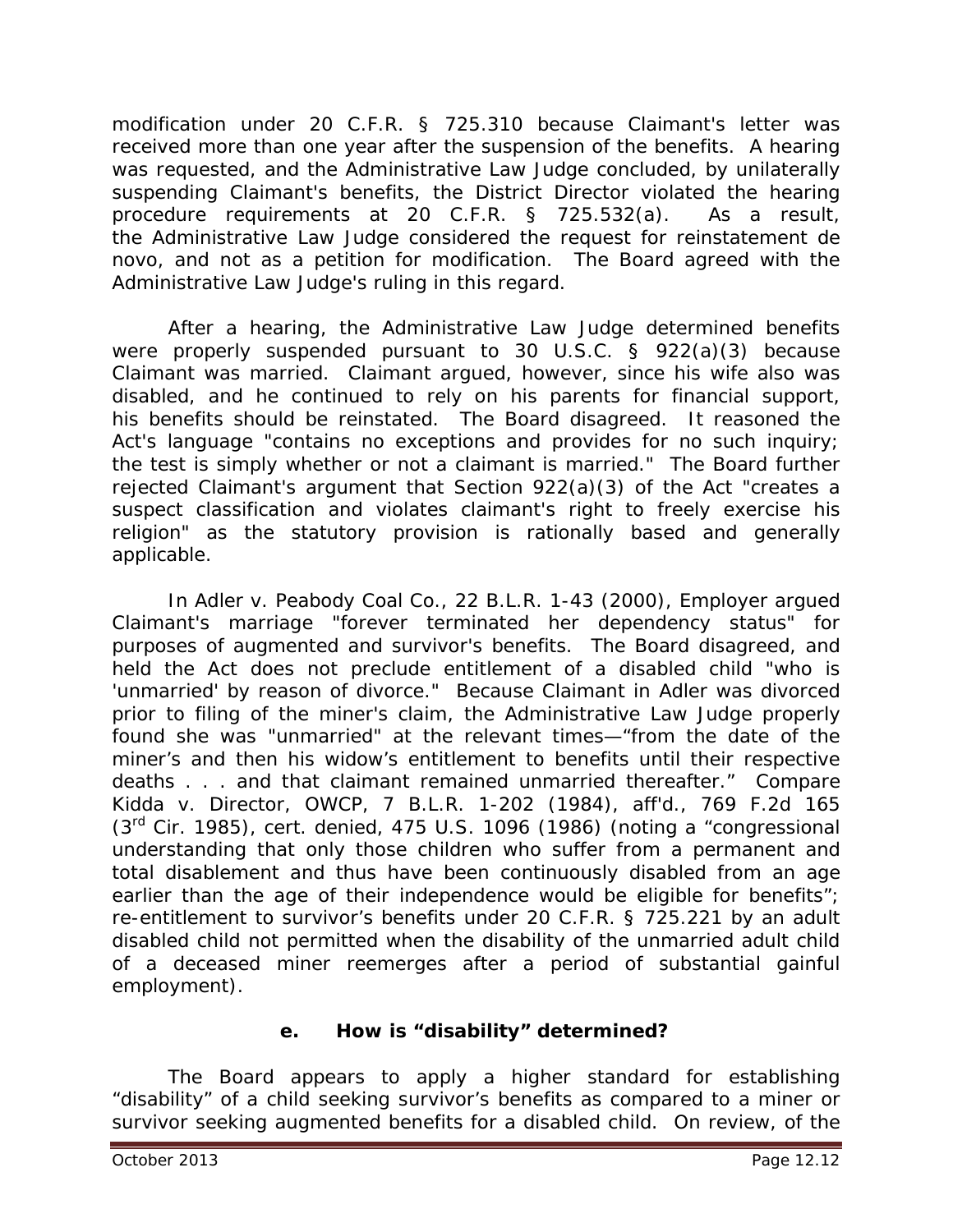modification under 20 C.F.R. § 725.310 because Claimant's letter was received more than one year after the suspension of the benefits. A hearing was requested, and the Administrative Law Judge concluded, by unilaterally suspending Claimant's benefits, the District Director violated the hearing procedure requirements at 20 C.F.R. § 725.532(a). As a result, the Administrative Law Judge considered the request for reinstatement de novo, and not as a petition for modification. The Board agreed with the Administrative Law Judge's ruling in this regard.

After a hearing, the Administrative Law Judge determined benefits were properly suspended pursuant to 30 U.S.C. § 922(a)(3) because Claimant was married. Claimant argued, however, since his wife also was disabled, and he continued to rely on his parents for financial support, his benefits should be reinstated. The Board disagreed. It reasoned the Act's language "contains no exceptions and provides for no such inquiry; the test is simply whether or not a claimant is married." The Board further rejected Claimant's argument that Section 922(a)(3) of the Act "creates a suspect classification and violates claimant's right to freely exercise his religion" as the statutory provision is rationally based and generally applicable.

In *Adler v. Peabody Coal Co.*, 22 B.L.R. 1-43 (2000), Employer argued Claimant's marriage "forever terminated her dependency status" for purposes of augmented and survivor's benefits. The Board disagreed, and held the Act does not preclude entitlement of a disabled child "who is 'unmarried' by reason of divorce." Because Claimant in *Adler* was divorced prior to filing of the miner's claim, the Administrative Law Judge properly found she was "unmarried" at the relevant times—"from the date of the miner's and then his widow's entitlement to benefits until their respective deaths . . . and that claimant remained unmarried thereafter." *Compare Kidda v. Director, OWCP*, 7 B.L.R. 1-202 (1984), *aff'd.*, 769 F.2d 165 (3rd Cir. 1985), *cert. denied*, 475 U.S. 1096 (1986) (noting a "congressional understanding that only those children who suffer from a permanent and total disablement and thus have been continuously disabled from an age earlier than the age of their independence would be eligible for benefits"; re-entitlement to survivor's benefits under 20 C.F.R. § 725.221 by an adult disabled child not permitted when the disability of the unmarried adult child of a deceased miner reemerges after a period of substantial gainful employment).

#### e. How is "disability" determined?

The Board appears to apply a higher standard for establishing "disability" of a child seeking survivor's benefits as compared to a miner or survivor seeking augmented benefits for a disabled child. On review, of the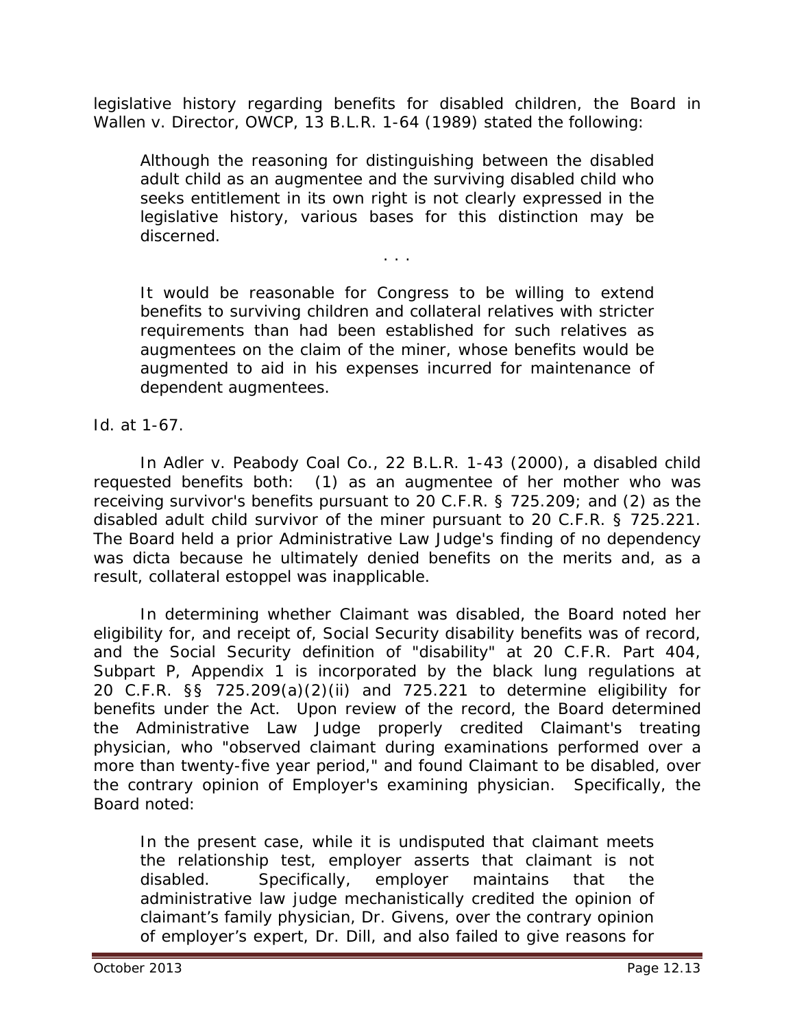legislative history regarding benefits for disabled children, the Board in *Wallen v. Director, OWCP*, 13 B.L.R. 1-64 (1989) stated the following:

> Although the reasoning for distinguishing between the disabled adult child as an augmentee and the surviving disabled child who seeks entitlement in its own right is not clearly expressed in the legislative history, various bases for this distinction may be discerned.
>
> . . .
>
> It would be reasonable for Congress to be willing to extend benefits to surviving children and collateral relatives with stricter requirements than had been established for such relatives as augmentees on the claim of the miner, whose benefits would be augmented to aid in his expenses incurred for maintenance of dependent augmentees.

*Id.* at 1-67.

In *Adler v. Peabody Coal Co.*, 22 B.L.R. 1-43 (2000), a disabled child requested benefits both: (1) as an augmentee of her mother who was receiving survivor's benefits pursuant to 20 C.F.R. § 725.209; and (2) as the disabled adult child survivor of the miner pursuant to 20 C.F.R. § 725.221. The Board held a prior Administrative Law Judge's finding of no dependency was dicta because he ultimately denied benefits on the merits and, as a result, collateral estoppel was inapplicable.

In determining whether Claimant was disabled, the Board noted her eligibility for, and receipt of, Social Security disability benefits was of record, and the Social Security definition of "disability" at 20 C.F.R. Part 404, Subpart P, Appendix 1 is incorporated by the black lung regulations at 20 C.F.R. §§ 725.209(a)(2)(ii) and 725.221 to determine eligibility for benefits under the Act. Upon review of the record, the Board determined the Administrative Law Judge properly credited Claimant's treating physician, who "observed claimant during examinations performed over a more than twenty-five year period," and found Claimant to be disabled, over the contrary opinion of Employer's examining physician. Specifically, the Board noted:

> In the present case, while it is undisputed that claimant meets the relationship test, employer asserts that claimant is not disabled. Specifically, employer maintains that the administrative law judge mechanistically credited the opinion of claimant's family physician, Dr. Givens, over the contrary opinion of employer's expert, Dr. Dill, and also failed to give reasons for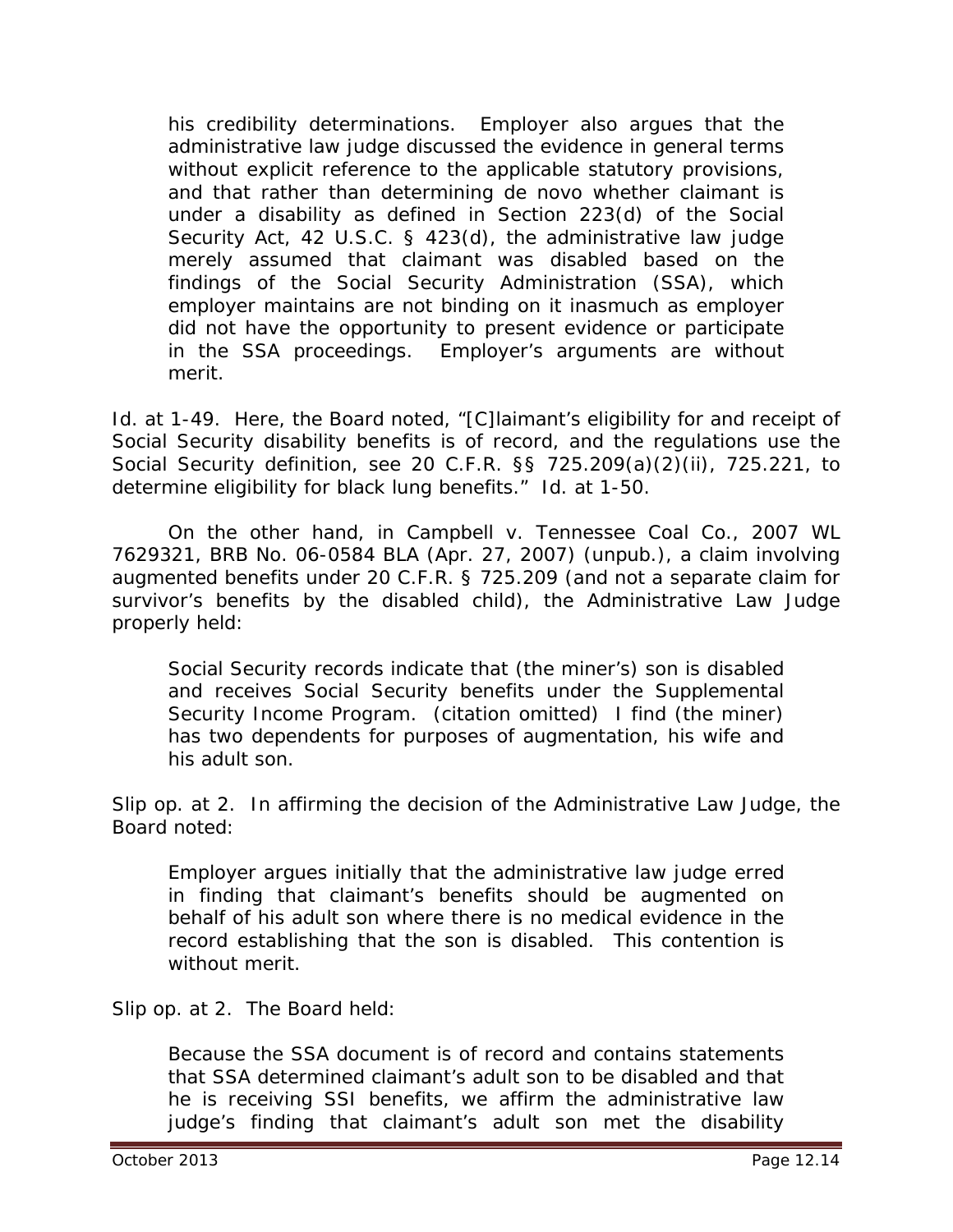> his credibility determinations. Employer also argues that the administrative law judge discussed the evidence in general terms without explicit reference to the applicable statutory provisions, and that rather than determining de novo whether claimant is under a disability as defined in Section 223(d) of the Social Security Act, 42 U.S.C. § 423(d), the administrative law judge merely assumed that claimant was disabled based on the findings of the Social Security Administration (SSA), which employer maintains are not binding on it inasmuch as employer did not have the opportunity to present evidence or participate in the SSA proceedings. Employer's arguments are without merit.

*Id.* at 1-49. Here, the Board noted, "[C]laimant's eligibility for and receipt of Social Security disability benefits is of record, and the regulations use the Social Security definition, *see* 20 C.F.R. §§ 725.209(a)(2)(ii), 725.221, to determine eligibility for black lung benefits." *Id.* at 1-50.

On the other hand, in *Campbell v. Tennessee Coal Co.*, 2007 WL 7629321, BRB No. 06-0584 BLA (Apr. 27, 2007) (unpub.), a claim involving augmented benefits under 20 C.F.R. § 725.209 (and not a separate claim for survivor's benefits by the disabled child), the Administrative Law Judge properly held:

> Social Security records indicate that (the miner's) son is disabled and receives Social Security benefits under the Supplemental Security Income Program. (citation omitted) I find (the miner) has two dependents for purposes of augmentation, his wife and his adult son.

*Slip op.* at 2. In affirming the decision of the Administrative Law Judge, the Board noted:

> Employer argues initially that the administrative law judge erred in finding that claimant's benefits should be augmented on behalf of his adult son where there is no medical evidence in the record establishing that the son is disabled. This contention is without merit.

*Slip op.* at 2. The Board held:

> Because the SSA document is of record and contains statements that SSA determined claimant's adult son to be disabled and that he is receiving SSI benefits, we affirm the administrative law judge's finding that claimant's adult son met the disability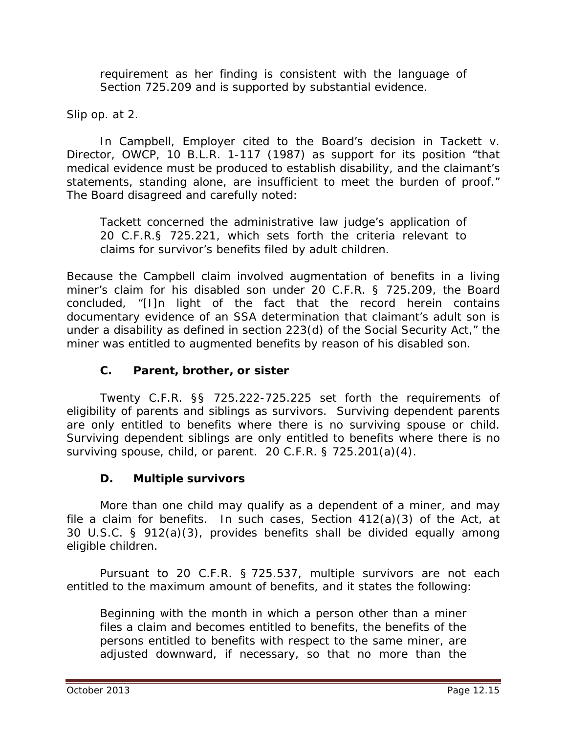requirement as her finding is consistent with the language of Section 725.209 and is supported by substantial evidence.

Slip op. at 2.

In *Campbell*, Employer cited to the Board's decision in *Tackett v. Director, OWCP*, 10 B.L.R. 1-117 (1987) as support for its position "that medical evidence must be produced to establish disability, and the claimant's statements, standing alone, are insufficient to meet the burden of proof." The Board disagreed and carefully noted:

> *Tackett* concerned the administrative law judge's application of 20 C.F.R.§ 725.221, which sets forth the criteria relevant to claims for survivor's benefits filed by adult children.

Because the *Campbell* claim involved augmentation of benefits in a living miner's claim for his disabled son under 20 C.F.R. § 725.209, the Board concluded, "[I]n light of the fact that the record herein contains documentary evidence of an SSA determination that claimant's adult son is under a disability as defined in section 223(d) of the Social Security Act," the miner was entitled to augmented benefits by reason of his disabled son.

### C. Parent, brother, or sister

Twenty C.F.R. §§ 725.222-725.225 set forth the requirements of eligibility of parents and siblings as survivors. Surviving dependent parents are only entitled to benefits where there is no surviving spouse or child. Surviving dependent siblings are only entitled to benefits where there is no surviving spouse, child, or parent. 20 C.F.R. § 725.201(a)(4).

### D. Multiple survivors

More than one child may qualify as a dependent of a miner, and may file a claim for benefits. In such cases, Section 412(a)(3) of the Act, at 30 U.S.C. § 912(a)(3), provides benefits shall be divided equally among eligible children.

Pursuant to 20 C.F.R. § 725.537, multiple survivors are not each entitled to the maximum amount of benefits, and it states the following:

> Beginning with the month in which a person other than a miner files a claim and becomes entitled to benefits, the benefits of the persons entitled to benefits with respect to the same miner, are adjusted downward, if necessary, so that no more than the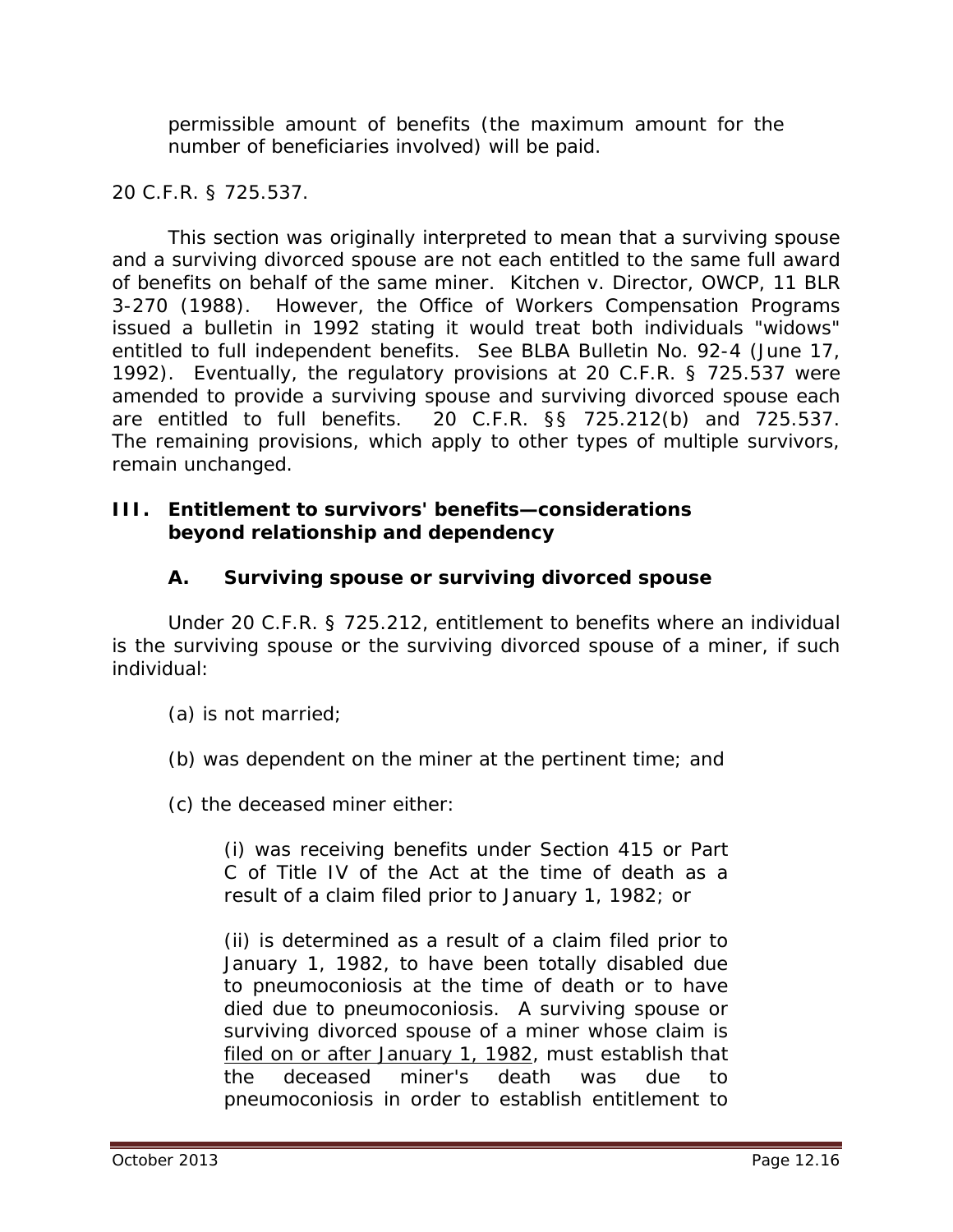permissible amount of benefits (the maximum amount for the number of beneficiaries involved) will be paid.

20 C.F.R. § 725.537.

This section was originally interpreted to mean that a surviving spouse and a surviving divorced spouse are not each entitled to the same full award of benefits on behalf of the same miner. *Kitchen v. Director, OWCP*, 11 BLR 3-270 (1988). However, the Office of Workers Compensation Programs issued a bulletin in 1992 stating it would treat both individuals "widows" entitled to full independent benefits. *See* BLBA Bulletin No. 92-4 (June 17, 1992). Eventually, the regulatory provisions at 20 C.F.R. § 725.537 were amended to provide a surviving spouse and surviving divorced spouse each are entitled to full benefits. 20 C.F.R. §§ 725.212(b) and 725.537. The remaining provisions, which apply to other types of multiple survivors, remain unchanged.

## III. Entitlement to survivors' benefits—considerations beyond relationship and dependency

### A. Surviving spouse or surviving divorced spouse

Under 20 C.F.R. § 725.212, entitlement to benefits where an individual is the surviving spouse or the surviving divorced spouse of a miner, if such individual:

(a) is not married;

(b) was dependent on the miner at the pertinent time; and

(c) the deceased miner either:

(i) was receiving benefits under Section 415 or Part C of Title IV of the Act at the time of death as a result of a claim filed prior to January 1, 1982; or

(ii) is determined as a result of a claim filed prior to January 1, 1982, to have been totally disabled due to pneumoconiosis at the time of death or to have died due to pneumoconiosis. A surviving spouse or surviving divorced spouse of a miner whose claim is <u>filed on or after January 1, 1982</u>, must establish that the deceased miner's death was due to pneumoconiosis in order to establish entitlement to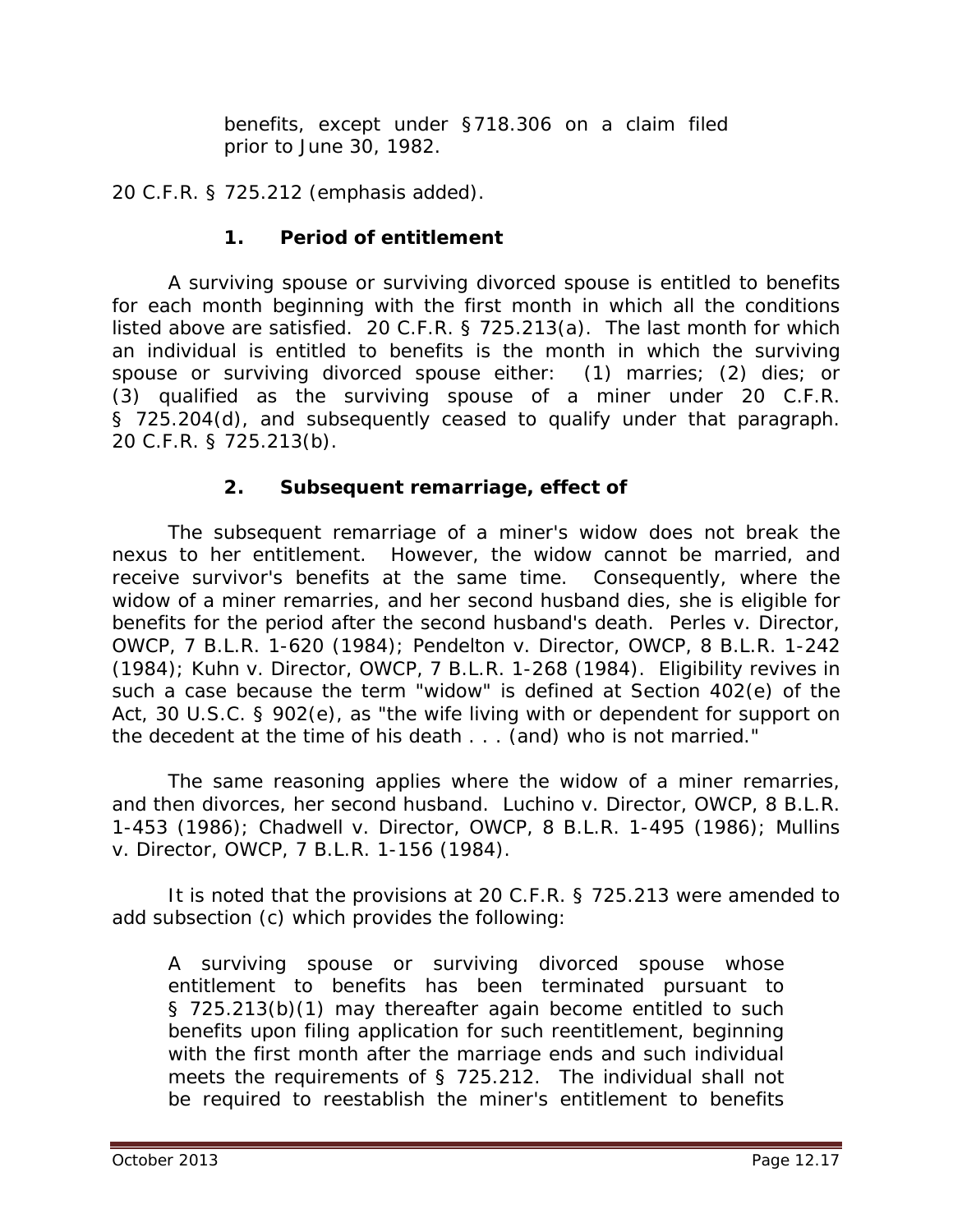> benefits, except under §718.306 on a claim filed prior to June 30, 1982.

20 C.F.R. § 725.212 (emphasis added).

### 1. Period of entitlement

A surviving spouse or surviving divorced spouse is entitled to benefits for each month beginning with the first month in which all the conditions listed above are satisfied. 20 C.F.R. § 725.213(a). The last month for which an individual is entitled to benefits is the month in which the surviving spouse or surviving divorced spouse either: (1) marries; (2) dies; or (3) qualified as the surviving spouse of a miner under 20 C.F.R. § 725.204(d), and subsequently ceased to qualify under that paragraph. 20 C.F.R. § 725.213(b).

### 2. Subsequent remarriage, effect of

The subsequent remarriage of a miner's widow does not break the nexus to her entitlement. However, the widow cannot be married, and receive survivor's benefits at the same time. Consequently, where the widow of a miner remarries, and her second husband dies, she is eligible for benefits for the period after the second husband's death. *Perles v. Director, OWCP*, 7 B.L.R. 1-620 (1984); *Pendelton v. Director, OWCP*, 8 B.L.R. 1-242 (1984); *Kuhn v. Director, OWCP*, 7 B.L.R. 1-268 (1984). Eligibility revives in such a case because the term "widow" is defined at Section 402(e) of the Act, 30 U.S.C. § 902(e), as "the wife living with or dependent for support on the decedent at the time of his death . . . (and) who is not married."

The same reasoning applies where the widow of a miner remarries, and then divorces, her second husband. *Luchino v. Director, OWCP*, 8 B.L.R. 1-453 (1986); *Chadwell v. Director, OWCP*, 8 B.L.R. 1-495 (1986); *Mullins v. Director, OWCP*, 7 B.L.R. 1-156 (1984).

It is noted that the provisions at 20 C.F.R. § 725.213 were amended to add subsection (c) which provides the following:

> A surviving spouse or surviving divorced spouse whose entitlement to benefits has been terminated pursuant to § 725.213(b)(1) may thereafter again become entitled to such benefits upon filing application for such reentitlement, beginning with the first month after the marriage ends and such individual meets the requirements of § 725.212. The individual shall not be required to reestablish the miner's entitlement to benefits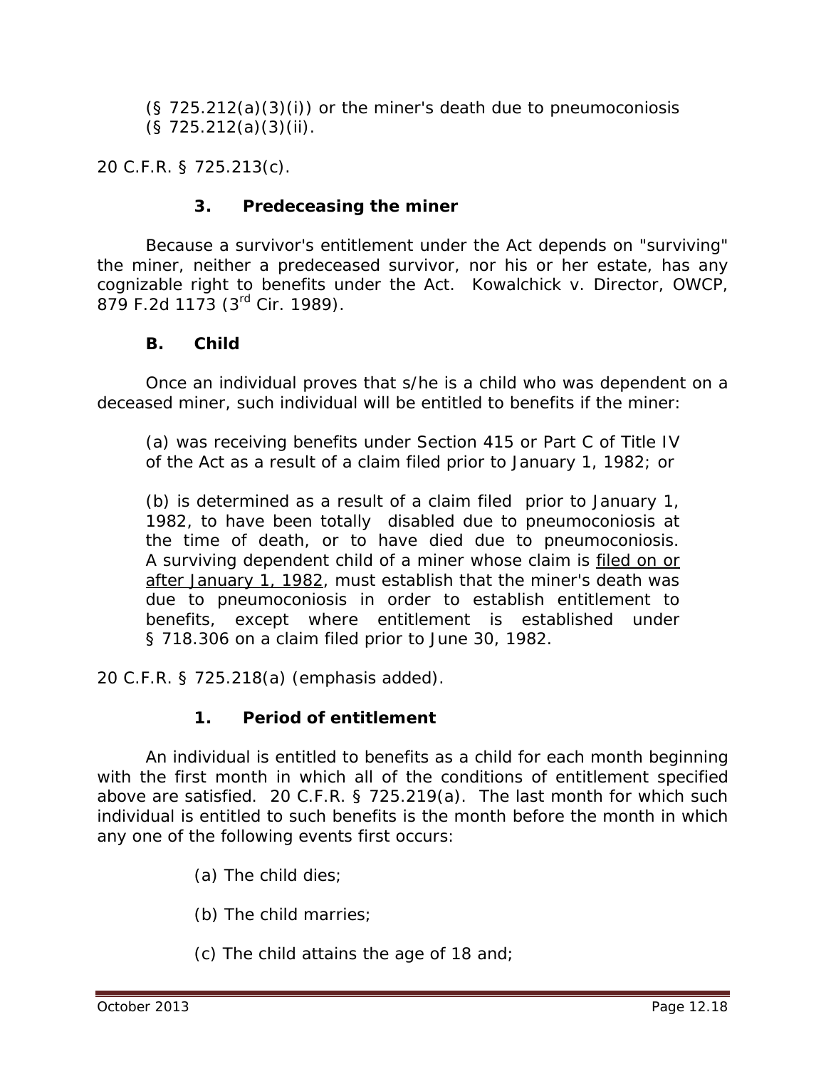(§ 725.212(a)(3)(i)) or the miner's death due to pneumoconiosis (§ 725.212(a)(3)(ii).

20 C.F.R. § 725.213(c).

### 3. Predeceasing the miner

Because a survivor's entitlement under the Act depends on "surviving" the miner, neither a predeceased survivor, nor his or her estate, has any cognizable right to benefits under the Act. *Kowalchick v. Director, OWCP*, 879 F.2d 1173 (3rd Cir. 1989).

## B. Child

Once an individual proves that s/he is a child who was dependent on a deceased miner, such individual will be entitled to benefits if the miner:

> (a) was receiving benefits under Section 415 or Part C of Title IV of the Act as a result of a claim filed prior to January 1, 1982; or
>
> (b) is determined as a result of a claim filed prior to January 1, 1982, to have been totally disabled due to pneumoconiosis at the time of death, or to have died due to pneumoconiosis. A surviving dependent child of a miner whose claim is <u>filed on or after January 1, 1982</u>, must establish that the miner's death was due to pneumoconiosis in order to establish entitlement to benefits, except where entitlement is established under § 718.306 on a claim filed prior to June 30, 1982.

20 C.F.R. § 725.218(a) (emphasis added).

### 1. Period of entitlement

An individual is entitled to benefits as a child for each month beginning with the first month in which all of the conditions of entitlement specified above are satisfied. 20 C.F.R. § 725.219(a). The last month for which such individual is entitled to such benefits is the month before the month in which any one of the following events first occurs:

> (a) The child dies;
>
> (b) The child marries;
>
> (c) The child attains the age of 18 and;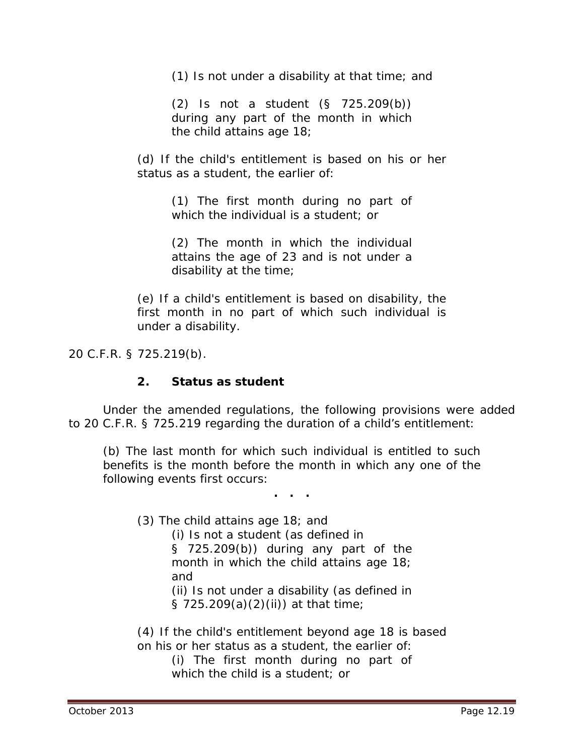(1) Is not under a disability at that time; and

(2) Is not a student (§ 725.209(b)) during any part of the month in which the child attains age 18;

(d) If the child's entitlement is based on his or her status as a student, the earlier of:

(1) The first month during no part of which the individual is a student; or

(2) The month in which the individual attains the age of 23 and is not under a disability at the time;

(e) If a child's entitlement is based on disability, the first month in no part of which such individual is under a disability.

20 C.F.R. § 725.219(b).

**2. Status as student**

Under the amended regulations, the following provisions were added to 20 C.F.R. § 725.219 regarding the duration of a child's entitlement:

> (b) The last month for which such individual is entitled to such benefits is the month before the month in which any one of the following events first occurs:
>
> . . .
>
> (3) The child attains age 18; and
>
> (i) Is not a student (as defined in § 725.209(b)) during any part of the month in which the child attains age 18; and
>
> (ii) Is not under a disability (as defined in § 725.209(a)(2)(ii)) at that time;
>
> (4) If the child's entitlement beyond age 18 is based on his or her status as a student, the earlier of:
>
> (i) The first month during no part of which the child is a student; or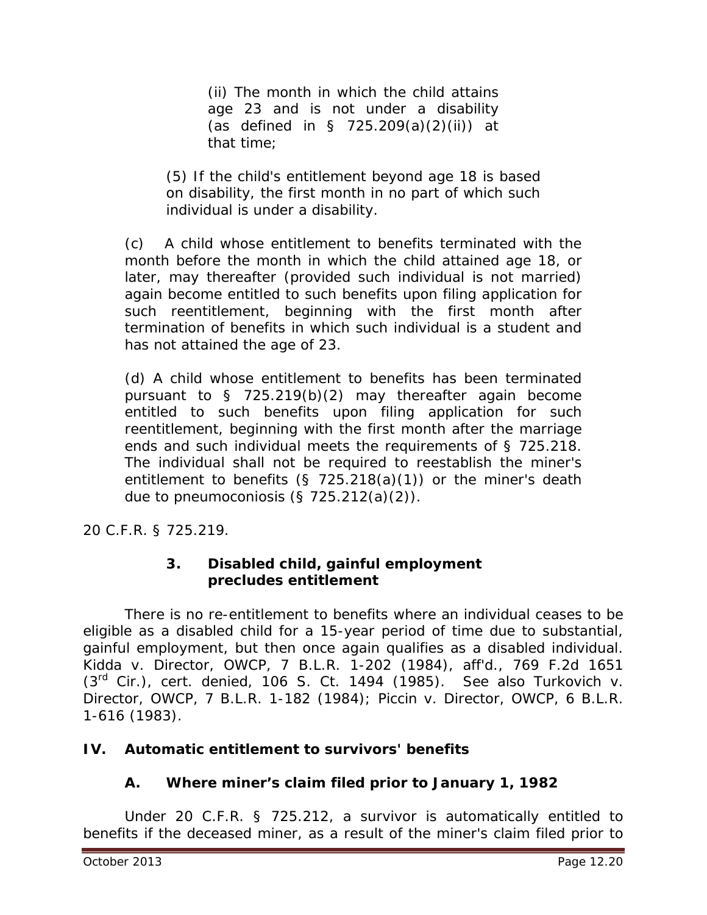(ii) The month in which the child attains age 23 and is not under a disability (as defined in § 725.209(a)(2)(ii)) at that time;

(5) If the child's entitlement beyond age 18 is based on disability, the first month in no part of which such individual is under a disability.

(c) A child whose entitlement to benefits terminated with the month before the month in which the child attained age 18, or later, may thereafter (provided such individual is not married) again become entitled to such benefits upon filing application for such reentitlement, beginning with the first month after termination of benefits in which such individual is a student and has not attained the age of 23.

(d) A child whose entitlement to benefits has been terminated pursuant to § 725.219(b)(2) may thereafter again become entitled to such benefits upon filing application for such reentitlement, beginning with the first month after the marriage ends and such individual meets the requirements of § 725.218. The individual shall not be required to reestablish the miner's entitlement to benefits (§ 725.218(a)(1)) or the miner's death due to pneumoconiosis (§ 725.212(a)(2)).

20 C.F.R. § 725.219.

### 3. Disabled child, gainful employment precludes entitlement

There is no re-entitlement to benefits where an individual ceases to be eligible as a disabled child for a 15-year period of time due to substantial, gainful employment, but then once again qualifies as a disabled individual. *Kidda v. Director, OWCP*, 7 B.L.R. 1-202 (1984), *aff'd.*, 769 F.2d 1651 (3rd Cir.), *cert. denied*, 106 S. Ct. 1494 (1985). *See also Turkovich v. Director, OWCP*, 7 B.L.R. 1-182 (1984); *Piccin v. Director, OWCP*, 6 B.L.R. 1-616 (1983).

## IV. Automatic entitlement to survivors' benefits

### A. Where miner's claim filed prior to January 1, 1982

Under 20 C.F.R. § 725.212, a survivor is automatically entitled to benefits if the deceased miner, as a result of the miner's claim filed prior to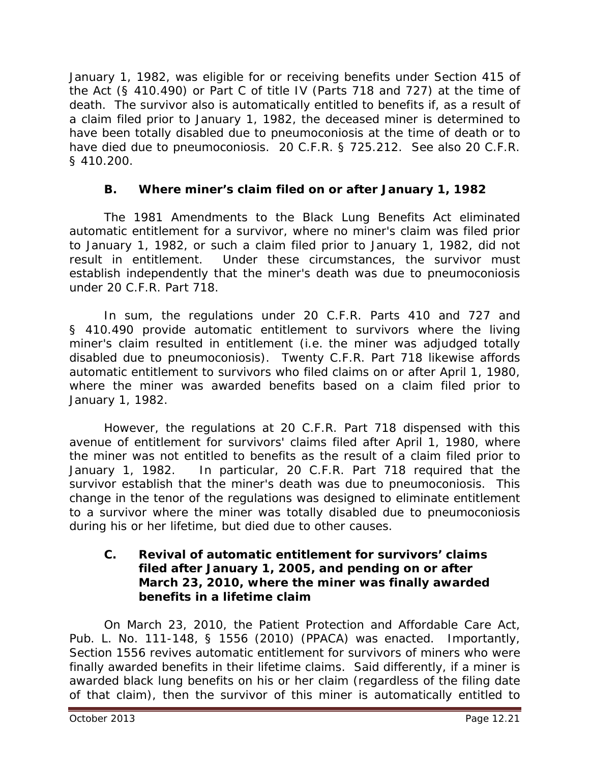January 1, 1982, was eligible for or receiving benefits under Section 415 of the Act (§ 410.490) or Part C of title IV (Parts 718 and 727) at the time of death. The survivor also is automatically entitled to benefits if, as a result of a claim filed prior to January 1, 1982, the deceased miner is determined to have been totally disabled due to pneumoconiosis at the time of death or to have died due to pneumoconiosis. 20 C.F.R. § 725.212. *See also* 20 C.F.R. § 410.200.

### B. Where miner's claim filed on or after January 1, 1982

The 1981 Amendments to the Black Lung Benefits Act eliminated automatic entitlement for a survivor, where no miner's claim was filed prior to January 1, 1982, or such a claim filed prior to January 1, 1982, did not result in entitlement. Under these circumstances, the survivor must establish independently that the miner's death was due to pneumoconiosis under 20 C.F.R. Part 718.

In sum, the regulations under 20 C.F.R. Parts 410 and 727 and § 410.490 provide automatic entitlement to survivors where the living miner's claim resulted in entitlement (i.e. the miner was adjudged totally disabled due to pneumoconiosis). Twenty C.F.R. Part 718 likewise affords automatic entitlement to survivors who filed claims on or after April 1, 1980, where the miner was awarded benefits based on a claim filed prior to January 1, 1982.

However, the regulations at 20 C.F.R. Part 718 dispensed with this avenue of entitlement for survivors' claims filed after April 1, 1980, where the miner was not entitled to benefits as the result of a claim filed prior to January 1, 1982. In particular, 20 C.F.R. Part 718 required that the survivor establish that the miner's death was due to pneumoconiosis. This change in the tenor of the regulations was designed to eliminate entitlement to a survivor where the miner was totally disabled due to pneumoconiosis during his or her lifetime, but died due to other causes.

### C. Revival of automatic entitlement for survivors' claims filed after January 1, 2005, and pending on or after March 23, 2010, where the miner was finally awarded benefits in a lifetime claim

On March 23, 2010, the Patient Protection and Affordable Care Act, Pub. L. No. 111-148, § 1556 (2010) (PPACA) was enacted. Importantly, Section 1556 revives automatic entitlement for survivors of miners who were finally awarded benefits in their lifetime claims. Said differently, if a miner is awarded black lung benefits on his or her claim (regardless of the filing date of that claim), then the survivor of this miner is automatically entitled to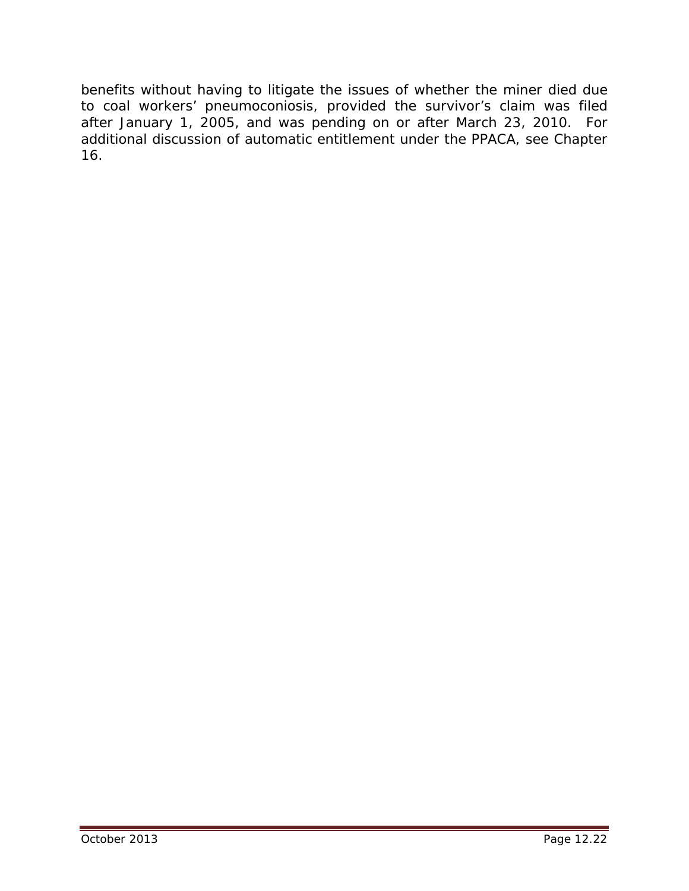benefits without having to litigate the issues of whether the miner died due to coal workers' pneumoconiosis, provided the survivor's claim was filed after January 1, 2005, and was pending on or after March 23, 2010. For additional discussion of automatic entitlement under the PPACA, see Chapter 16.